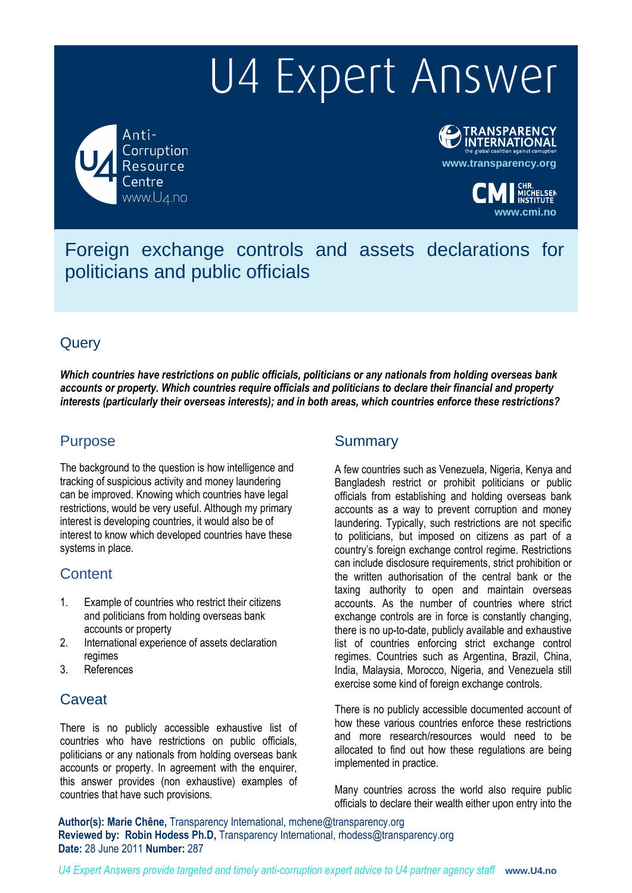# U4 Expert Answer

Anti-Corruption Resource Centre
www.U4.no

TRANSPARENCY INTERNATIONAL
the global coalition against corruption
www.transparency.org

CMI CHR. MICHELSEN INSTITUTE
www.cmi.no

## Foreign exchange controls and assets declarations for politicians and public officials

## Query

***Which countries have restrictions on public officials, politicians or any nationals from holding overseas bank accounts or property. Which countries require officials and politicians to declare their financial and property interests (particularly their overseas interests); and in both areas, which countries enforce these restrictions?***

## Purpose

The background to the question is how intelligence and tracking of suspicious activity and money laundering can be improved. Knowing which countries have legal restrictions, would be very useful. Although my primary interest is developing countries, it would also be of interest to know which developed countries have these systems in place.

## Content

1. Example of countries who restrict their citizens and politicians from holding overseas bank accounts or property
2. International experience of assets declaration regimes
3. References

## Caveat

There is no publicly accessible exhaustive list of countries who have restrictions on public officials, politicians or any nationals from holding overseas bank accounts or property. In agreement with the enquirer, this answer provides (non exhaustive) examples of countries that have such provisions.

## Summary

A few countries such as Venezuela, Nigeria, Kenya and Bangladesh restrict or prohibit politicians or public officials from establishing and holding overseas bank accounts as a way to prevent corruption and money laundering. Typically, such restrictions are not specific to politicians, but imposed on citizens as part of a country's foreign exchange control regime. Restrictions can include disclosure requirements, strict prohibition or the written authorisation of the central bank or the taxing authority to open and maintain overseas accounts. As the number of countries where strict exchange controls are in force is constantly changing, there is no up-to-date, publicly available and exhaustive list of countries enforcing strict exchange control regimes. Countries such as Argentina, Brazil, China, India, Malaysia, Morocco, Nigeria, and Venezuela still exercise some kind of foreign exchange controls.

There is no publicly accessible documented account of how these various countries enforce these restrictions and more research/resources would need to be allocated to find out how these regulations are being implemented in practice.

Many countries across the world also require public officials to declare their wealth either upon entry into the

**Author(s): Marie Chêne,** Transparency International, mchene@transparency.org
**Reviewed by: Robin Hodess Ph.D,** Transparency International, rhodess@transparency.org
**Date:** 28 June 2011 **Number:** 287

*U4 Expert Answers provide targeted and timely anti-corruption expert advice to U4 partner agency staff* **www.U4.no**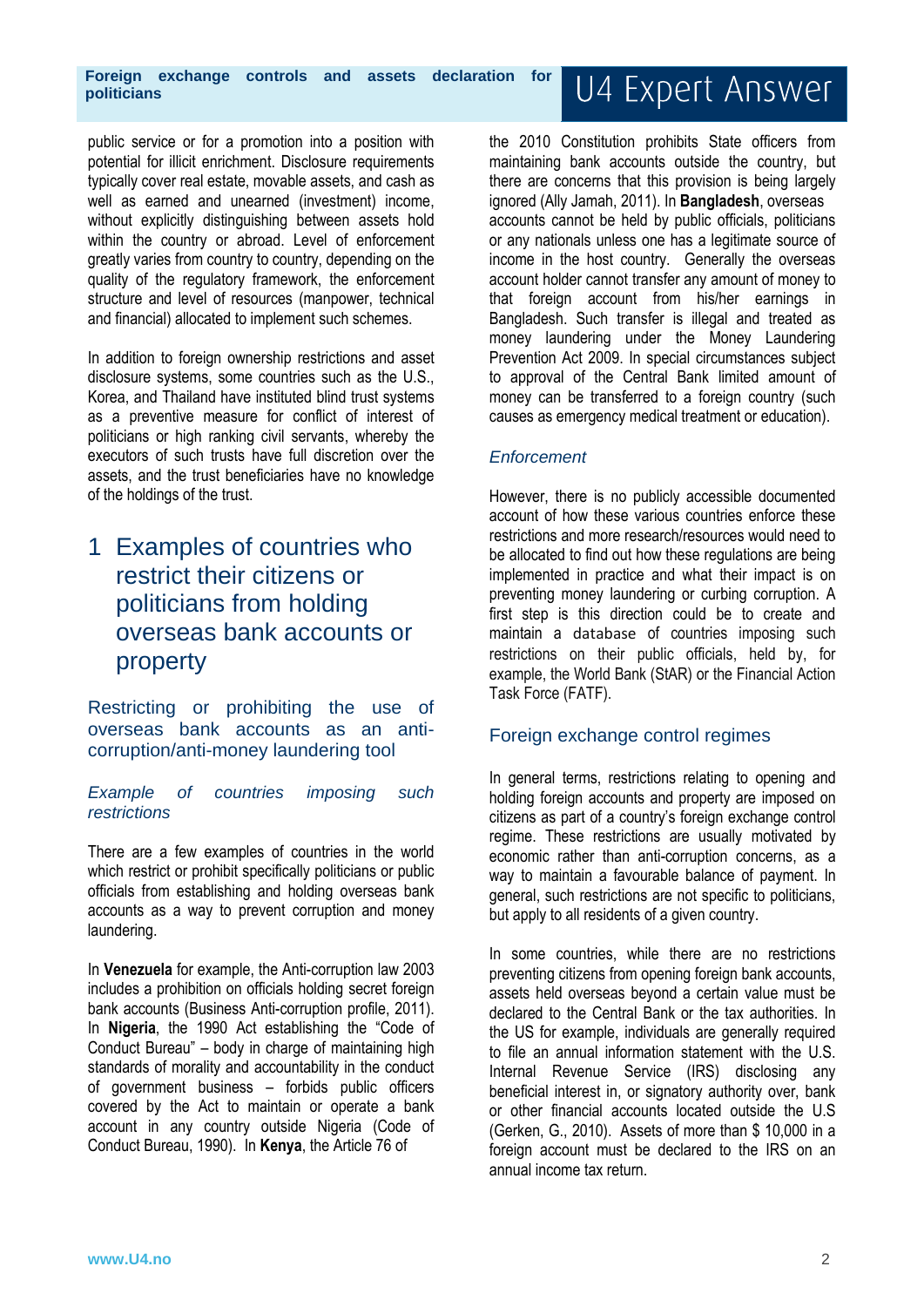public service or for a promotion into a position with potential for illicit enrichment. Disclosure requirements typically cover real estate, movable assets, and cash as well as earned and unearned (investment) income, without explicitly distinguishing between assets hold within the country or abroad. Level of enforcement greatly varies from country to country, depending on the quality of the regulatory framework, the enforcement structure and level of resources (manpower, technical and financial) allocated to implement such schemes.

In addition to foreign ownership restrictions and asset disclosure systems, some countries such as the U.S., Korea, and Thailand have instituted blind trust systems as a preventive measure for conflict of interest of politicians or high ranking civil servants, whereby the executors of such trusts have full discretion over the assets, and the trust beneficiaries have no knowledge of the holdings of the trust.

# 1 Examples of countries who restrict their citizens or politicians from holding overseas bank accounts or property

## Restricting or prohibiting the use of overseas bank accounts as an anti-corruption/anti-money laundering tool

### *Example of countries imposing such restrictions*

There are a few examples of countries in the world which restrict or prohibit specifically politicians or public officials from establishing and holding overseas bank accounts as a way to prevent corruption and money laundering.

In **Venezuela** for example, the Anti-corruption law 2003 includes a prohibition on officials holding secret foreign bank accounts (Business Anti-corruption profile, 2011). In **Nigeria**, the 1990 Act establishing the "Code of Conduct Bureau" – body in charge of maintaining high standards of morality and accountability in the conduct of government business – forbids public officers covered by the Act to maintain or operate a bank account in any country outside Nigeria (Code of Conduct Bureau, 1990). In **Kenya**, the Article 76 of the 2010 Constitution prohibits State officers from maintaining bank accounts outside the country, but there are concerns that this provision is being largely ignored (Ally Jamah, 2011). In **Bangladesh**, overseas accounts cannot be held by public officials, politicians or any nationals unless one has a legitimate source of income in the host country. Generally the overseas account holder cannot transfer any amount of money to that foreign account from his/her earnings in Bangladesh. Such transfer is illegal and treated as money laundering under the Money Laundering Prevention Act 2009. In special circumstances subject to approval of the Central Bank limited amount of money can be transferred to a foreign country (such causes as emergency medical treatment or education).

### *Enforcement*

However, there is no publicly accessible documented account of how these various countries enforce these restrictions and more research/resources would need to be allocated to find out how these regulations are being implemented in practice and what their impact is on preventing money laundering or curbing corruption. A first step is this direction could be to create and maintain a database of countries imposing such restrictions on their public officials, held by, for example, the World Bank (StAR) or the Financial Action Task Force (FATF).

## Foreign exchange control regimes

In general terms, restrictions relating to opening and holding foreign accounts and property are imposed on citizens as part of a country's foreign exchange control regime. These restrictions are usually motivated by economic rather than anti-corruption concerns, as a way to maintain a favourable balance of payment. In general, such restrictions are not specific to politicians, but apply to all residents of a given country.

In some countries, while there are no restrictions preventing citizens from opening foreign bank accounts, assets held overseas beyond a certain value must be declared to the Central Bank or the tax authorities. In the US for example, individuals are generally required to file an annual information statement with the U.S. Internal Revenue Service (IRS) disclosing any beneficial interest in, or signatory authority over, bank or other financial accounts located outside the U.S (Gerken, G., 2010). Assets of more than $ 10,000 in a foreign account must be declared to the IRS on an annual income tax return.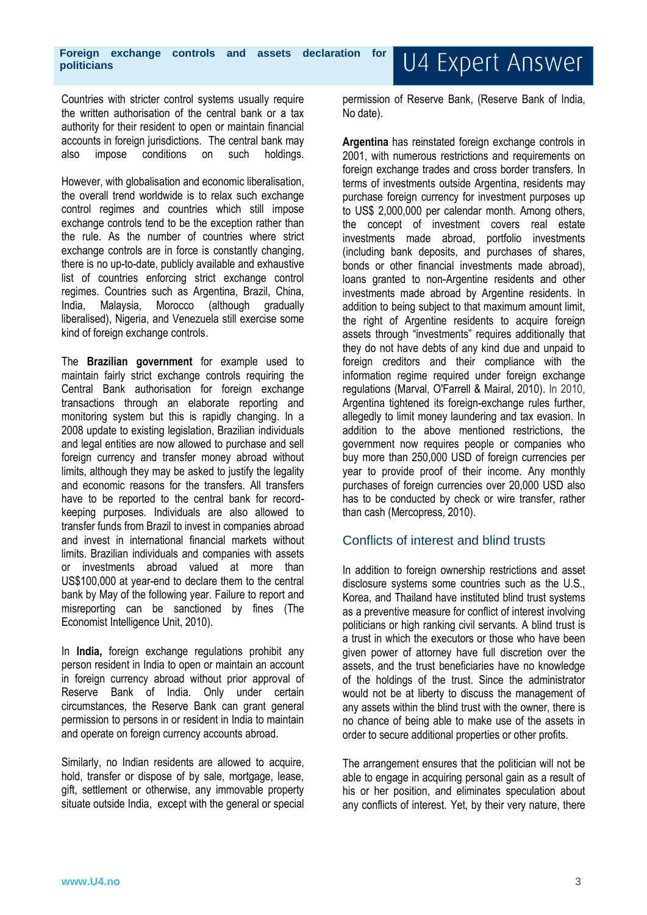Countries with stricter control systems usually require the written authorisation of the central bank or a tax authority for their resident to open or maintain financial accounts in foreign jurisdictions. The central bank may also impose conditions on such holdings.

However, with globalisation and economic liberalisation, the overall trend worldwide is to relax such exchange control regimes and countries which still impose exchange controls tend to be the exception rather than the rule. As the number of countries where strict exchange controls are in force is constantly changing, there is no up-to-date, publicly available and exhaustive list of countries enforcing strict exchange control regimes. Countries such as Argentina, Brazil, China, India, Malaysia, Morocco (although gradually liberalised), Nigeria, and Venezuela still exercise some kind of foreign exchange controls.

The **Brazilian government** for example used to maintain fairly strict exchange controls requiring the Central Bank authorisation for foreign exchange transactions through an elaborate reporting and monitoring system but this is rapidly changing. In a 2008 update to existing legislation, Brazilian individuals and legal entities are now allowed to purchase and sell foreign currency and transfer money abroad without limits, although they may be asked to justify the legality and economic reasons for the transfers. All transfers have to be reported to the central bank for record-keeping purposes. Individuals are also allowed to transfer funds from Brazil to invest in companies abroad and invest in international financial markets without limits. Brazilian individuals and companies with assets or investments abroad valued at more than US$100,000 at year-end to declare them to the central bank by May of the following year. Failure to report and misreporting can be sanctioned by fines (The Economist Intelligence Unit, 2010).

In **India,** foreign exchange regulations prohibit any person resident in India to open or maintain an account in foreign currency abroad without prior approval of Reserve Bank of India. Only under certain circumstances, the Reserve Bank can grant general permission to persons in or resident in India to maintain and operate on foreign currency accounts abroad.

Similarly, no Indian residents are allowed to acquire, hold, transfer or dispose of by sale, mortgage, lease, gift, settlement or otherwise, any immovable property situate outside India, except with the general or special permission of Reserve Bank, (Reserve Bank of India, No date).

**Argentina** has reinstated foreign exchange controls in 2001, with numerous restrictions and requirements on foreign exchange trades and cross border transfers. In terms of investments outside Argentina, residents may purchase foreign currency for investment purposes up to US$ 2,000,000 per calendar month. Among others, the concept of investment covers real estate investments made abroad, portfolio investments (including bank deposits, and purchases of shares, bonds or other financial investments made abroad), loans granted to non-Argentine residents and other investments made abroad by Argentine residents. In addition to being subject to that maximum amount limit, the right of Argentine residents to acquire foreign assets through "investments" requires additionally that they do not have debts of any kind due and unpaid to foreign creditors and their compliance with the information regime required under foreign exchange regulations (Marval, O'Farrell & Mairal, 2010). In 2010, Argentina tightened its foreign-exchange rules further, allegedly to limit money laundering and tax evasion. In addition to the above mentioned restrictions, the government now requires people or companies who buy more than 250,000 USD of foreign currencies per year to provide proof of their income. Any monthly purchases of foreign currencies over 20,000 USD also has to be conducted by check or wire transfer, rather than cash (Mercopress, 2010).

## Conflicts of interest and blind trusts

In addition to foreign ownership restrictions and asset disclosure systems some countries such as the U.S., Korea, and Thailand have instituted blind trust systems as a preventive measure for conflict of interest involving politicians or high ranking civil servants. A blind trust is a trust in which the executors or those who have been given power of attorney have full discretion over the assets, and the trust beneficiaries have no knowledge of the holdings of the trust. Since the administrator would not be at liberty to discuss the management of any assets within the blind trust with the owner, there is no chance of being able to make use of the assets in order to secure additional properties or other profits.

The arrangement ensures that the politician will not be able to engage in acquiring personal gain as a result of his or her position, and eliminates speculation about any conflicts of interest. Yet, by their very nature, there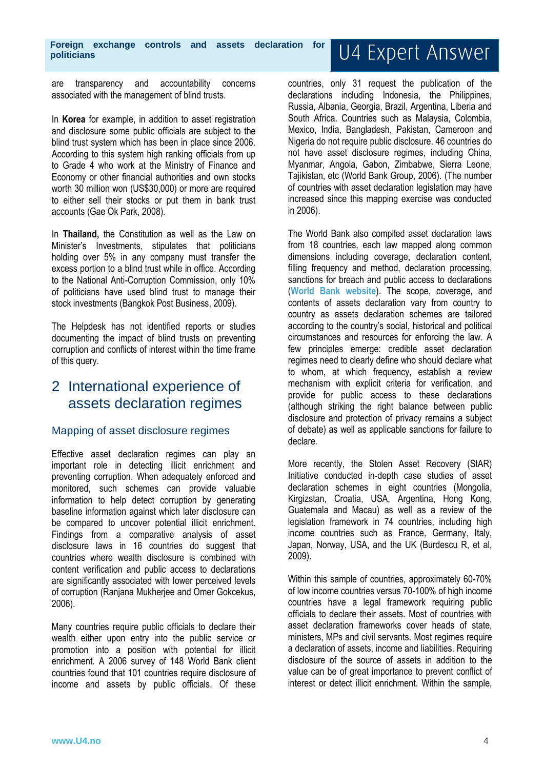are transparency and accountability concerns associated with the management of blind trusts.

In **Korea** for example, in addition to asset registration and disclosure some public officials are subject to the blind trust system which has been in place since 2006. According to this system high ranking officials from up to Grade 4 who work at the Ministry of Finance and Economy or other financial authorities and own stocks worth 30 million won (US$30,000) or more are required to either sell their stocks or put them in bank trust accounts (Gae Ok Park, 2008).

In **Thailand,** the Constitution as well as the Law on Minister's Investments, stipulates that politicians holding over 5% in any company must transfer the excess portion to a blind trust while in office. According to the National Anti-Corruption Commission, only 10% of politicians have used blind trust to manage their stock investments (Bangkok Post Business, 2009).

The Helpdesk has not identified reports or studies documenting the impact of blind trusts on preventing corruption and conflicts of interest within the time frame of this query.

## 2 International experience of assets declaration regimes

### Mapping of asset disclosure regimes

Effective asset declaration regimes can play an important role in detecting illicit enrichment and preventing corruption. When adequately enforced and monitored, such schemes can provide valuable information to help detect corruption by generating baseline information against which later disclosure can be compared to uncover potential illicit enrichment. Findings from a comparative analysis of asset disclosure laws in 16 countries do suggest that countries where wealth disclosure is combined with content verification and public access to declarations are significantly associated with lower perceived levels of corruption (Ranjana Mukherjee and Omer Gokcekus, 2006).

Many countries require public officials to declare their wealth either upon entry into the public service or promotion into a position with potential for illicit enrichment. A 2006 survey of 148 World Bank client countries found that 101 countries require disclosure of income and assets by public officials. Of these countries, only 31 request the publication of the declarations including Indonesia, the Philippines, Russia, Albania, Georgia, Brazil, Argentina, Liberia and South Africa. Countries such as Malaysia, Colombia, Mexico, India, Bangladesh, Pakistan, Cameroon and Nigeria do not require public disclosure. 46 countries do not have asset disclosure regimes, including China, Myanmar, Angola, Gabon, Zimbabwe, Sierra Leone, Tajikistan, etc (World Bank Group, 2006). (The number of countries with asset declaration legislation may have increased since this mapping exercise was conducted in 2006).

The World Bank also compiled asset declaration laws from 18 countries, each law mapped along common dimensions including coverage, declaration content, filling frequency and method, declaration processing, sanctions for breach and public access to declarations (**World Bank website**). The scope, coverage, and contents of assets declaration vary from country to country as assets declaration schemes are tailored according to the country's social, historical and political circumstances and resources for enforcing the law. A few principles emerge: credible asset declaration regimes need to clearly define who should declare what to whom, at which frequency, establish a review mechanism with explicit criteria for verification, and provide for public access to these declarations (although striking the right balance between public disclosure and protection of privacy remains a subject of debate) as well as applicable sanctions for failure to declare.

More recently, the Stolen Asset Recovery (StAR) Initiative conducted in-depth case studies of asset declaration schemes in eight countries (Mongolia, Kirgizstan, Croatia, USA, Argentina, Hong Kong, Guatemala and Macau) as well as a review of the legislation framework in 74 countries, including high income countries such as France, Germany, Italy, Japan, Norway, USA, and the UK (Burdescu R, et al, 2009).

Within this sample of countries, approximately 60-70% of low income countries versus 70-100% of high income countries have a legal framework requiring public officials to declare their assets. Most of countries with asset declaration frameworks cover heads of state, ministers, MPs and civil servants. Most regimes require a declaration of assets, income and liabilities. Requiring disclosure of the source of assets in addition to the value can be of great importance to prevent conflict of interest or detect illicit enrichment. Within the sample,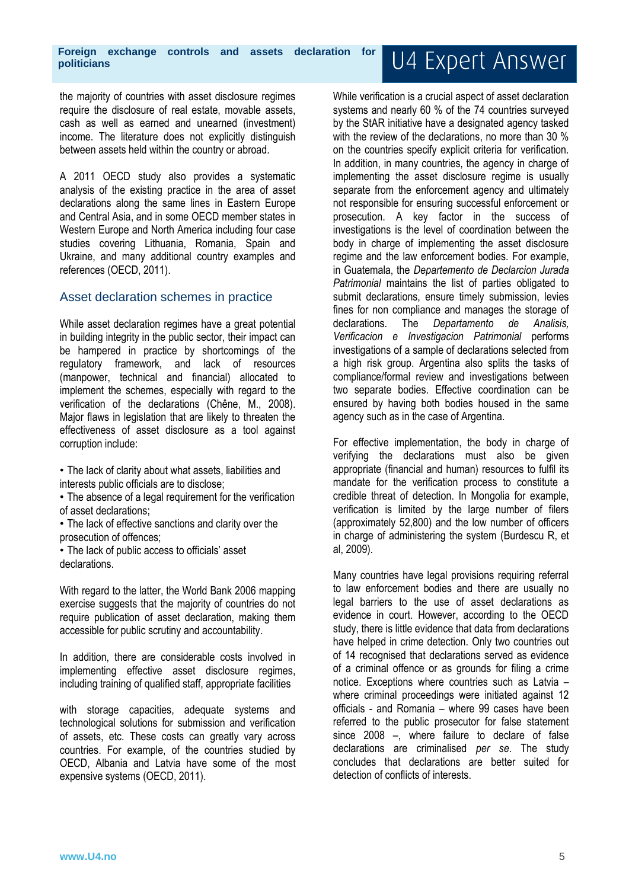the majority of countries with asset disclosure regimes require the disclosure of real estate, movable assets, cash as well as earned and unearned (investment) income. The literature does not explicitly distinguish between assets held within the country or abroad.

A 2011 OECD study also provides a systematic analysis of the existing practice in the area of asset declarations along the same lines in Eastern Europe and Central Asia, and in some OECD member states in Western Europe and North America including four case studies covering Lithuania, Romania, Spain and Ukraine, and many additional country examples and references (OECD, 2011).

## Asset declaration schemes in practice

While asset declaration regimes have a great potential in building integrity in the public sector, their impact can be hampered in practice by shortcomings of the regulatory framework, and lack of resources (manpower, technical and financial) allocated to implement the schemes, especially with regard to the verification of the declarations (Chêne, M., 2008). Major flaws in legislation that are likely to threaten the effectiveness of asset disclosure as a tool against corruption include:

- The lack of clarity about what assets, liabilities and interests public officials are to disclose;
- The absence of a legal requirement for the verification of asset declarations;
- The lack of effective sanctions and clarity over the prosecution of offences;
- The lack of public access to officials' asset declarations.

With regard to the latter, the World Bank 2006 mapping exercise suggests that the majority of countries do not require publication of asset declaration, making them accessible for public scrutiny and accountability.

In addition, there are considerable costs involved in implementing effective asset disclosure regimes, including training of qualified staff, appropriate facilities with storage capacities, adequate systems and technological solutions for submission and verification of assets, etc. These costs can greatly vary across countries. For example, of the countries studied by OECD, Albania and Latvia have some of the most expensive systems (OECD, 2011).

While verification is a crucial aspect of asset declaration systems and nearly 60 % of the 74 countries surveyed by the StAR initiative have a designated agency tasked with the review of the declarations, no more than 30 % on the countries specify explicit criteria for verification. In addition, in many countries, the agency in charge of implementing the asset disclosure regime is usually separate from the enforcement agency and ultimately not responsible for ensuring successful enforcement or prosecution. A key factor in the success of investigations is the level of coordination between the body in charge of implementing the asset disclosure regime and the law enforcement bodies. For example, in Guatemala, the *Departemento de Declarcion Jurada Patrimonial* maintains the list of parties obligated to submit declarations, ensure timely submission, levies fines for non compliance and manages the storage of declarations. The *Departamento de Analisis, Verificacion e Investigacion Patrimonial* performs investigations of a sample of declarations selected from a high risk group. Argentina also splits the tasks of compliance/formal review and investigations between two separate bodies. Effective coordination can be ensured by having both bodies housed in the same agency such as in the case of Argentina.

For effective implementation, the body in charge of verifying the declarations must also be given appropriate (financial and human) resources to fulfil its mandate for the verification process to constitute a credible threat of detection. In Mongolia for example, verification is limited by the large number of filers (approximately 52,800) and the low number of officers in charge of administering the system (Burdescu R, et al, 2009).

Many countries have legal provisions requiring referral to law enforcement bodies and there are usually no legal barriers to the use of asset declarations as evidence in court. However, according to the OECD study, there is little evidence that data from declarations have helped in crime detection. Only two countries out of 14 recognised that declarations served as evidence of a criminal offence or as grounds for filing a crime notice. Exceptions where countries such as Latvia – where criminal proceedings were initiated against 12 officials - and Romania – where 99 cases have been referred to the public prosecutor for false statement since 2008 –, where failure to declare of false declarations are criminalised *per se*. The study concludes that declarations are better suited for detection of conflicts of interests.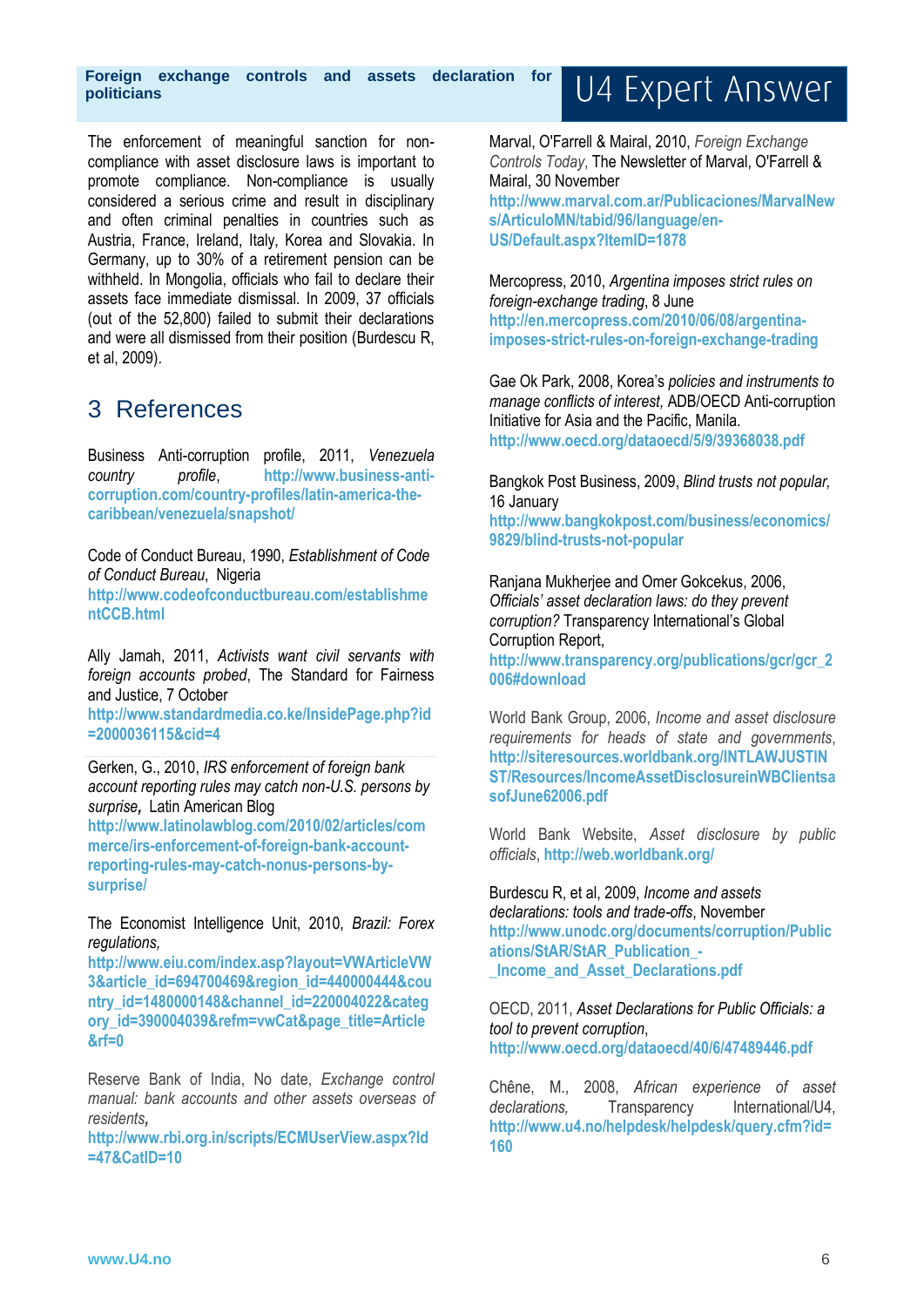The enforcement of meaningful sanction for non-compliance with asset disclosure laws is important to promote compliance. Non-compliance is usually considered a serious crime and result in disciplinary and often criminal penalties in countries such as Austria, France, Ireland, Italy, Korea and Slovakia. In Germany, up to 30% of a retirement pension can be withheld. In Mongolia, officials who fail to declare their assets face immediate dismissal. In 2009, 37 officials (out of the 52,800) failed to submit their declarations and were all dismissed from their position (Burdescu R, et al, 2009).

## 3 References

Business Anti-corruption profile, 2011, *Venezuela country profile*, http://www.business-anti-corruption.com/country-profiles/latin-america-the-caribbean/venezuela/snapshot/

Code of Conduct Bureau, 1990, *Establishment of Code of Conduct Bureau*, Nigeria
http://www.codeofconductbureau.com/establishmentCCB.html

Ally Jamah, 2011, *Activists want civil servants with foreign accounts probed*, The Standard for Fairness and Justice, 7 October
http://www.standardmedia.co.ke/InsidePage.php?id=2000036115&cid=4

Gerken, G., 2010, *IRS enforcement of foreign bank account reporting rules may catch non-U.S. persons by surprise*, Latin American Blog
http://www.latinolawblog.com/2010/02/articles/commerce/irs-enforcement-of-foreign-bank-account-reporting-rules-may-catch-nonus-persons-by-surprise/

The Economist Intelligence Unit, 2010, *Brazil: Forex regulations,*
http://www.eiu.com/index.asp?layout=VWArticleVW3&article_id=694700469&region_id=440000444&country_id=1480000148&channel_id=220004022&category_id=390004039&refm=vwCat&page_title=Article&rf=0

Reserve Bank of India, No date, *Exchange control manual: bank accounts and other assets overseas of residents*,
http://www.rbi.org.in/scripts/ECMUserView.aspx?Id=47&CatID=10

Marval, O'Farrell & Mairal, 2010, *Foreign Exchange Controls Today*, The Newsletter of Marval, O'Farrell & Mairal, 30 November
http://www.marval.com.ar/Publicaciones/MarvalNews/ArticuloMN/tabid/96/language/en-US/Default.aspx?ItemID=1878

Mercopress, 2010, *Argentina imposes strict rules on foreign-exchange trading*, 8 June
http://en.mercopress.com/2010/06/08/argentina-imposes-strict-rules-on-foreign-exchange-trading

Gae Ok Park, 2008, Korea's *policies and instruments to manage conflicts of interest,* ADB/OECD Anti-corruption Initiative for Asia and the Pacific, Manila.
http://www.oecd.org/dataoecd/5/9/39368038.pdf

Bangkok Post Business, 2009, *Blind trusts not popular,* 16 January
http://www.bangkokpost.com/business/economics/9829/blind-trusts-not-popular

Ranjana Mukherjee and Omer Gokcekus, 2006, *Officials' asset declaration laws: do they prevent corruption?* Transparency International's Global Corruption Report,
http://www.transparency.org/publications/gcr/gcr_2006#download

World Bank Group, 2006, *Income and asset disclosure requirements for heads of state and governments*,
http://siteresources.worldbank.org/INTLAWJUSTINST/Resources/IncomeAssetDisclosureinWBClientsasofJune62006.pdf

World Bank Website, *Asset disclosure by public officials*, http://web.worldbank.org/

Burdescu R, et al, 2009, *Income and assets declarations: tools and trade-offs*, November
http://www.unodc.org/documents/corruption/Publications/StAR/StAR_Publication_-_Income_and_Asset_Declarations.pdf

OECD, 2011, *Asset Declarations for Public Officials: a tool to prevent corruption*,
http://www.oecd.org/dataoecd/40/6/47489446.pdf

Chêne, M., 2008, *African experience of asset declarations,* Transparency International/U4,
http://www.u4.no/helpdesk/helpdesk/query.cfm?id=160